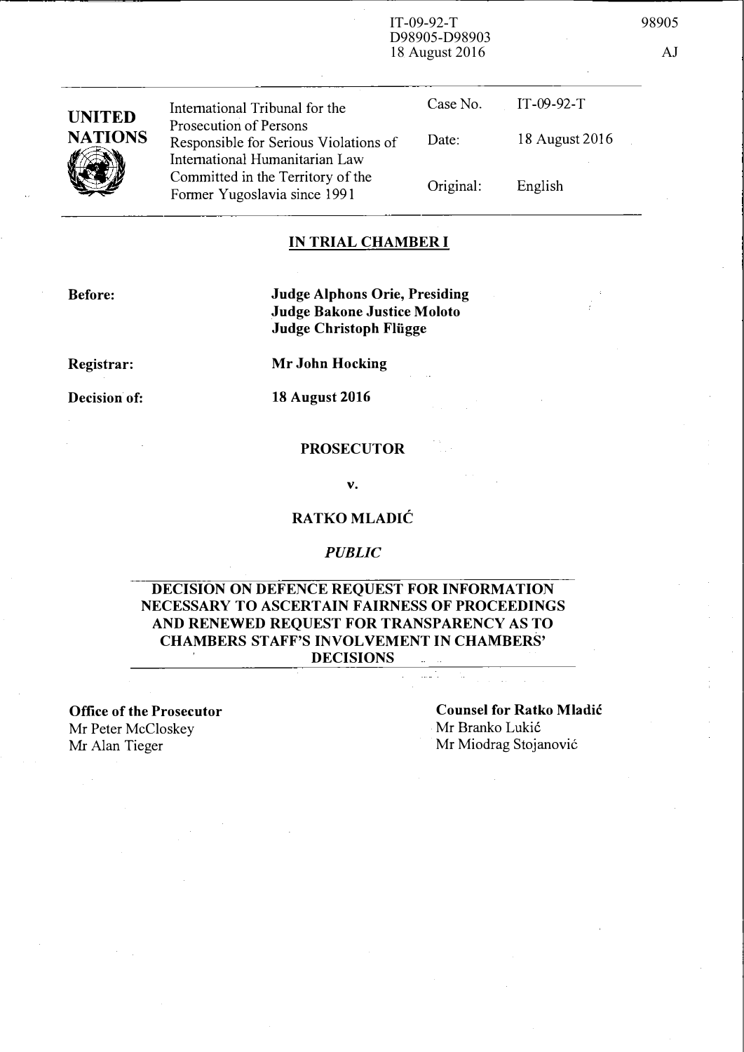IT-09-92-T
D98905-D98903
18 August 2016

98905

AJ

| UNITED NATIONS | International Tribunal for the Prosecution of Persons Responsible for Serious Violations of International Humanitarian Law Committed in the Territory of the Former Yugoslavia since 1991 | Case No. | IT-09-92-T |
|---|---|---|---|
| | | Date: | 18 August 2016 |
| | | Original: | English |

## IN TRIAL CHAMBER I

**Before:** **Judge Alphons Orie, Presiding**
**Judge Bakone Justice Moloto**
**Judge Christoph Flügge**

**Registrar:** **Mr John Hocking**

**Decision of:** **18 August 2016**

**PROSECUTOR**

**v.**

**RATKO MLADIĆ**

*PUBLIC*

## DECISION ON DEFENCE REQUEST FOR INFORMATION NECESSARY TO ASCERTAIN FAIRNESS OF PROCEEDINGS AND RENEWED REQUEST FOR TRANSPARENCY AS TO CHAMBERS STAFF'S INVOLVEMENT IN CHAMBERS' DECISIONS

**Office of the Prosecutor**
Mr Peter McCloskey
Mr Alan Tieger

**Counsel for Ratko Mladić**
Mr Branko Lukić
Mr Miodrag Stojanović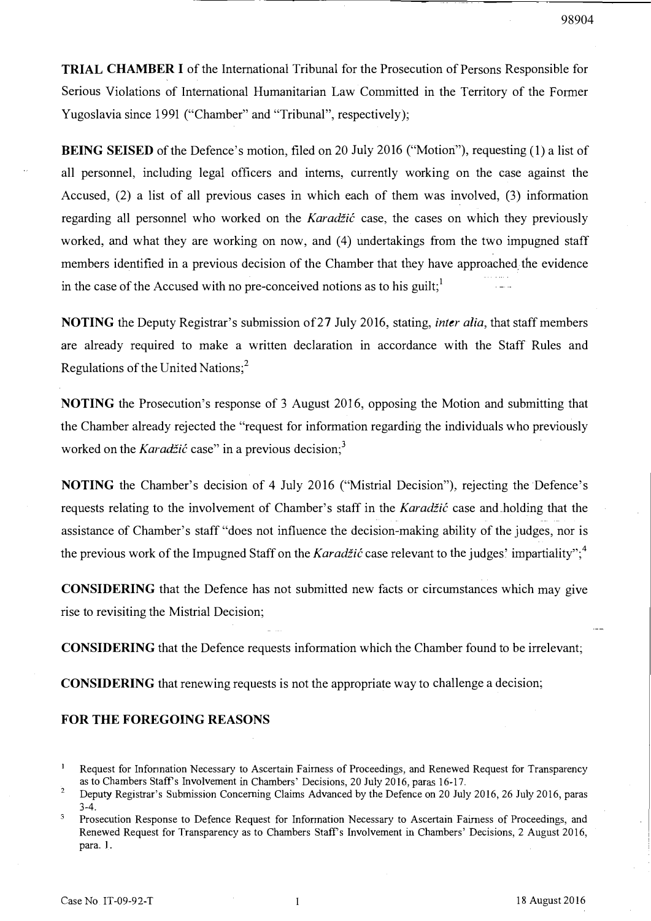**TRIAL CHAMBER I** of the International Tribunal for the Prosecution of Persons Responsible for Serious Violations of International Humanitarian Law Committed in the Territory of the Former Yugoslavia since 1991 ("Chamber" and "Tribunal", respectively);

**BEING SEISED** of the Defence's motion, filed on 20 July 2016 ("Motion"), requesting (1) a list of all personnel, including legal officers and interns, currently working on the case against the Accused, (2) a list of all previous cases in which each of them was involved, (3) information regarding all personnel who worked on the *Karadžić* case, the cases on which they previously worked, and what they are working on now, and (4) undertakings from the two impugned staff members identified in a previous decision of the Chamber that they have approached the evidence in the case of the Accused with no pre-conceived notions as to his guilt;[1]

**NOTING** the Deputy Registrar's submission of 27 July 2016, stating, *inter alia*, that staff members are already required to make a written declaration in accordance with the Staff Rules and Regulations of the United Nations;[2]

**NOTING** the Prosecution's response of 3 August 2016, opposing the Motion and submitting that the Chamber already rejected the "request for information regarding the individuals who previously worked on the *Karadžić* case" in a previous decision;[3]

**NOTING** the Chamber's decision of 4 July 2016 ("Mistrial Decision"), rejecting the Defence's requests relating to the involvement of Chamber's staff in the *Karadžić* case and holding that the assistance of Chamber's staff "does not influence the decision-making ability of the judges, nor is the previous work of the Impugned Staff on the *Karadžić* case relevant to the judges' impartiality";[4]

**CONSIDERING** that the Defence has not submitted new facts or circumstances which may give rise to revisiting the Mistrial Decision;

**CONSIDERING** that the Defence requests information which the Chamber found to be irrelevant;

**CONSIDERING** that renewing requests is not the appropriate way to challenge a decision;

**FOR THE FOREGOING REASONS**

---

[1] Request for Information Necessary to Ascertain Fairness of Proceedings, and Renewed Request for Transparency as to Chambers Staff's Involvement in Chambers' Decisions, 20 July 2016, paras 16-17.

[2] Deputy Registrar's Submission Concerning Claims Advanced by the Defence on 20 July 2016, 26 July 2016, paras 3-4.

[3] Prosecution Response to Defence Request for Information Necessary to Ascertain Fairness of Proceedings, and Renewed Request for Transparency as to Chambers Staff's Involvement in Chambers' Decisions, 2 August 2016, para. 1.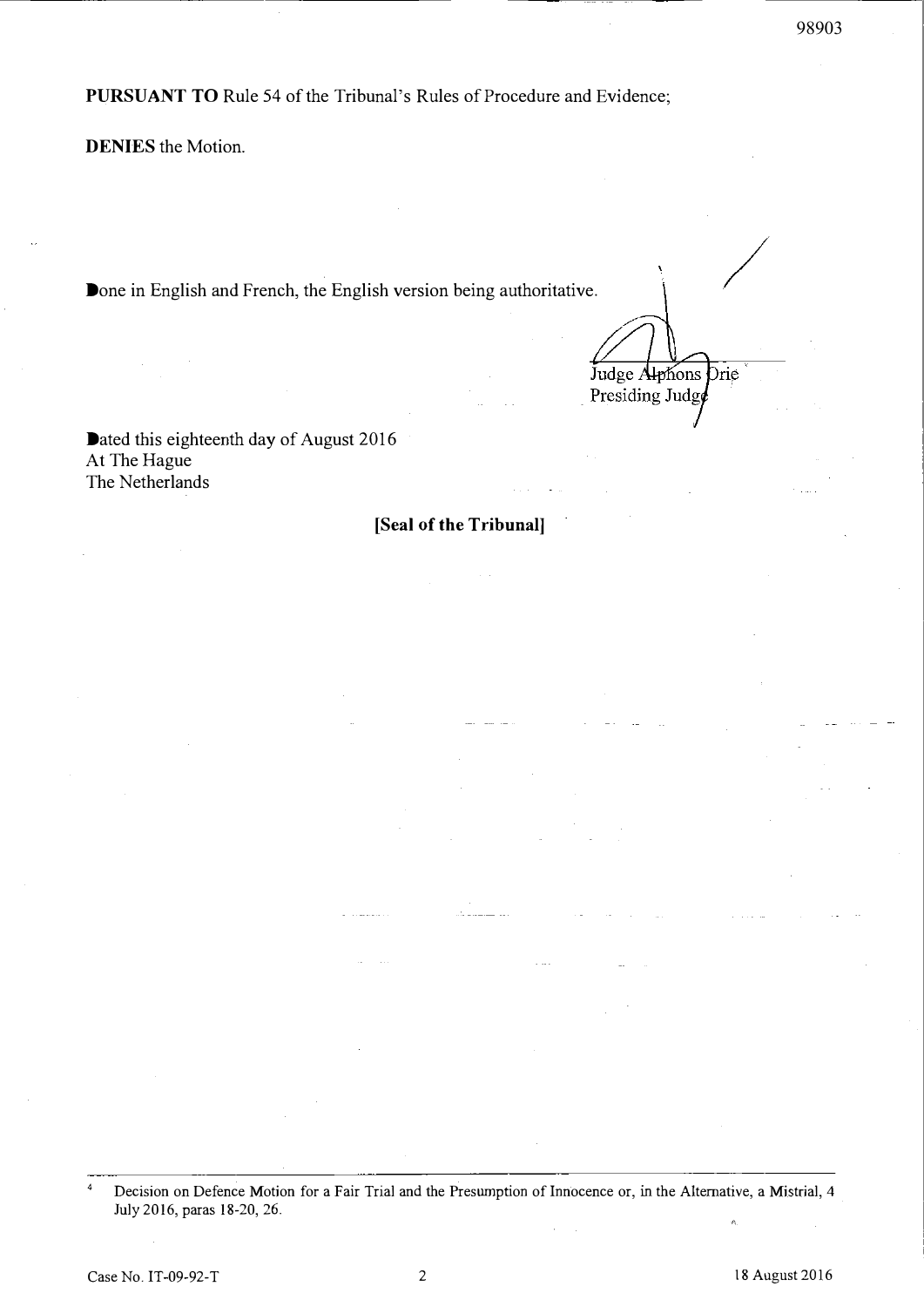**PURSUANT TO** Rule 54 of the Tribunal's Rules of Procedure and Evidence;

**DENIES** the Motion.

Done in English and French, the English version being authoritative.

Judge Alphons Orie
Presiding Judge

Dated this eighteenth day of August 2016
At The Hague
The Netherlands

**[Seal of the Tribunal]**

---

[4] Decision on Defence Motion for a Fair Trial and the Presumption of Innocence or, in the Alternative, a Mistrial, 4 July 2016, paras 18-20, 26.